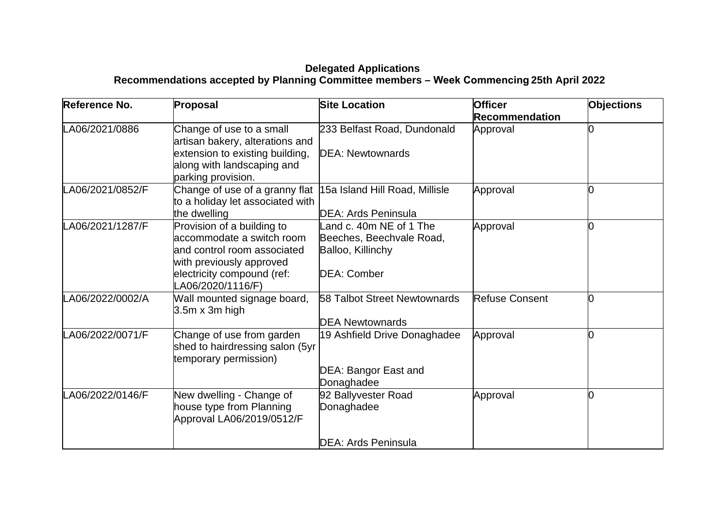**Delegated Applications**

**Recommendations accepted by Planning Committee members – Week Commencing 25th April 2022**

| Reference No. | Proposal | Site Location | Officer Recommendation | Objections |
|---|---|---|---|---|
| LA06/2021/0886 | Change of use to a small artisan bakery, alterations and extension to existing building, along with landscaping and parking provision. | 233 Belfast Road, Dundonald<br><br>DEA: Newtownards | Approval | 0 |
| LA06/2021/0852/F | Change of use of a granny flat to a holiday let associated with the dwelling | 15a Island Hill Road, Millisle<br><br>DEA: Ards Peninsula | Approval | 0 |
| LA06/2021/1287/F | Provision of a building to accommodate a switch room and control room associated with previously approved electricity compound (ref: LA06/2020/1116/F) | Land c. 40m NE of 1 The Beeches, Beechvale Road, Balloo, Killinchy<br><br>DEA: Comber | Approval | 0 |
| LA06/2022/0002/A | Wall mounted signage board, 3.5m x 3m high | 58 Talbot Street Newtownards<br><br>DEA Newtownards | Refuse Consent | 0 |
| LA06/2022/0071/F | Change of use from garden shed to hairdressing salon (5yr temporary permission) | 19 Ashfield Drive Donaghadee<br><br>DEA: Bangor East and Donaghadee | Approval | 0 |
| LA06/2022/0146/F | New dwelling - Change of house type from Planning Approval LA06/2019/0512/F | 92 Ballyvester Road Donaghadee<br><br>DEA: Ards Peninsula | Approval | 0 |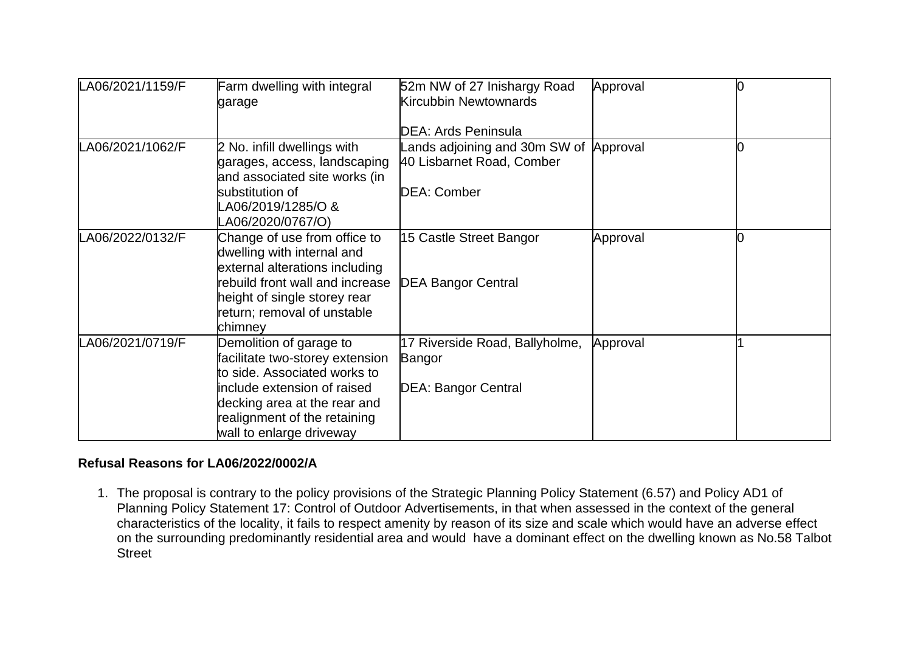| | | | | |
|---|---|---|---|---|
| LA06/2021/1159/F | Farm dwelling with integral garage | 52m NW of 27 Inishargy Road Kircubbin Newtownards<br><br>DEA: Ards Peninsula | Approval | 0 |
| LA06/2021/1062/F | 2 No. infill dwellings with garages, access, landscaping and associated site works (in substitution of LA06/2019/1285/O & LA06/2020/0767/O) | Lands adjoining and 30m SW of 40 Lisbarnet Road, Comber<br><br>DEA: Comber | Approval | 0 |
| LA06/2022/0132/F | Change of use from office to dwelling with internal and external alterations including rebuild front wall and increase height of single storey rear return; removal of unstable chimney | 15 Castle Street Bangor<br><br>DEA Bangor Central | Approval | 0 |
| LA06/2021/0719/F | Demolition of garage to facilitate two-storey extension to side. Associated works to include extension of raised decking area at the rear and realignment of the retaining wall to enlarge driveway | 17 Riverside Road, Ballyholme, Bangor<br><br>DEA: Bangor Central | Approval | 1 |

**Refusal Reasons for LA06/2022/0002/A**

1. The proposal is contrary to the policy provisions of the Strategic Planning Policy Statement (6.57) and Policy AD1 of Planning Policy Statement 17: Control of Outdoor Advertisements, in that when assessed in the context of the general characteristics of the locality, it fails to respect amenity by reason of its size and scale which would have an adverse effect on the surrounding predominantly residential area and would have a dominant effect on the dwelling known as No.58 Talbot Street